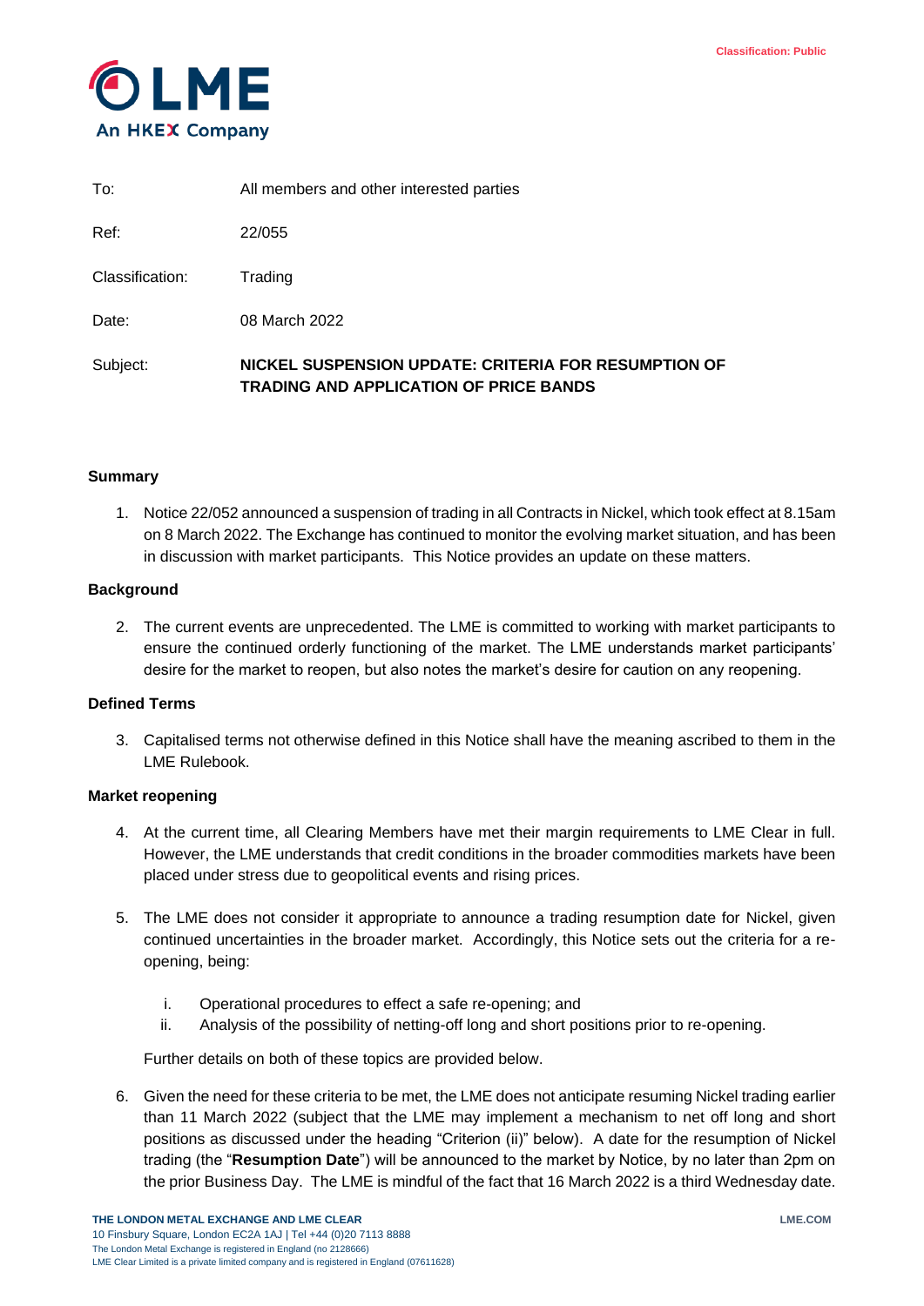Classification: Public

LME
An HKEX Company

| | |
|---|---|
| To: | All members and other interested parties |
| Ref: | 22/055 |
| Classification: | Trading |
| Date: | 08 March 2022 |
| Subject: | **NICKEL SUSPENSION UPDATE: CRITERIA FOR RESUMPTION OF TRADING AND APPLICATION OF PRICE BANDS** |

### Summary

1. Notice 22/052 announced a suspension of trading in all Contracts in Nickel, which took effect at 8.15am on 8 March 2022. The Exchange has continued to monitor the evolving market situation, and has been in discussion with market participants. This Notice provides an update on these matters.

### Background

2. The current events are unprecedented. The LME is committed to working with market participants to ensure the continued orderly functioning of the market. The LME understands market participants' desire for the market to reopen, but also notes the market's desire for caution on any reopening.

### Defined Terms

3. Capitalised terms not otherwise defined in this Notice shall have the meaning ascribed to them in the LME Rulebook.

### Market reopening

4. At the current time, all Clearing Members have met their margin requirements to LME Clear in full. However, the LME understands that credit conditions in the broader commodities markets have been placed under stress due to geopolitical events and rising prices.

5. The LME does not consider it appropriate to announce a trading resumption date for Nickel, given continued uncertainties in the broader market. Accordingly, this Notice sets out the criteria for a re-opening, being:

   i. Operational procedures to effect a safe re-opening; and
   ii. Analysis of the possibility of netting-off long and short positions prior to re-opening.

   Further details on both of these topics are provided below.

6. Given the need for these criteria to be met, the LME does not anticipate resuming Nickel trading earlier than 11 March 2022 (subject that the LME may implement a mechanism to net off long and short positions as discussed under the heading "Criterion (ii)" below). A date for the resumption of Nickel trading (the "**Resumption Date**") will be announced to the market by Notice, by no later than 2pm on the prior Business Day. The LME is mindful of the fact that 16 March 2022 is a third Wednesday date.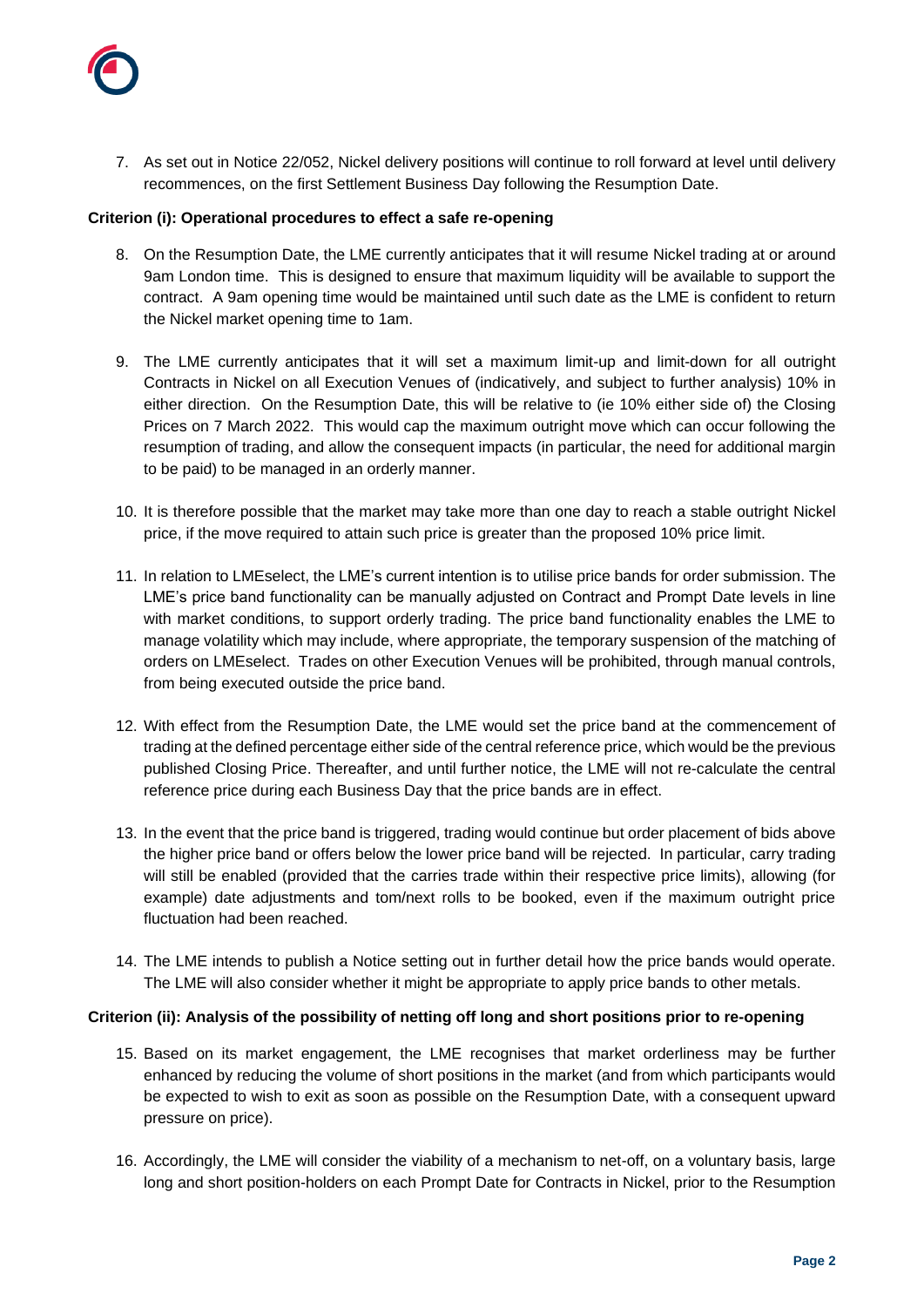7. As set out in Notice 22/052, Nickel delivery positions will continue to roll forward at level until delivery recommences, on the first Settlement Business Day following the Resumption Date.

**Criterion (i): Operational procedures to effect a safe re-opening**

8. On the Resumption Date, the LME currently anticipates that it will resume Nickel trading at or around 9am London time. This is designed to ensure that maximum liquidity will be available to support the contract. A 9am opening time would be maintained until such date as the LME is confident to return the Nickel market opening time to 1am.

9. The LME currently anticipates that it will set a maximum limit-up and limit-down for all outright Contracts in Nickel on all Execution Venues of (indicatively, and subject to further analysis) 10% in either direction. On the Resumption Date, this will be relative to (ie 10% either side of) the Closing Prices on 7 March 2022. This would cap the maximum outright move which can occur following the resumption of trading, and allow the consequent impacts (in particular, the need for additional margin to be paid) to be managed in an orderly manner.

10. It is therefore possible that the market may take more than one day to reach a stable outright Nickel price, if the move required to attain such price is greater than the proposed 10% price limit.

11. In relation to LMEselect, the LME's current intention is to utilise price bands for order submission. The LME's price band functionality can be manually adjusted on Contract and Prompt Date levels in line with market conditions, to support orderly trading. The price band functionality enables the LME to manage volatility which may include, where appropriate, the temporary suspension of the matching of orders on LMEselect. Trades on other Execution Venues will be prohibited, through manual controls, from being executed outside the price band.

12. With effect from the Resumption Date, the LME would set the price band at the commencement of trading at the defined percentage either side of the central reference price, which would be the previous published Closing Price. Thereafter, and until further notice, the LME will not re-calculate the central reference price during each Business Day that the price bands are in effect.

13. In the event that the price band is triggered, trading would continue but order placement of bids above the higher price band or offers below the lower price band will be rejected. In particular, carry trading will still be enabled (provided that the carries trade within their respective price limits), allowing (for example) date adjustments and tom/next rolls to be booked, even if the maximum outright price fluctuation had been reached.

14. The LME intends to publish a Notice setting out in further detail how the price bands would operate. The LME will also consider whether it might be appropriate to apply price bands to other metals.

**Criterion (ii): Analysis of the possibility of netting off long and short positions prior to re-opening**

15. Based on its market engagement, the LME recognises that market orderliness may be further enhanced by reducing the volume of short positions in the market (and from which participants would be expected to wish to exit as soon as possible on the Resumption Date, with a consequent upward pressure on price).

16. Accordingly, the LME will consider the viability of a mechanism to net-off, on a voluntary basis, large long and short position-holders on each Prompt Date for Contracts in Nickel, prior to the Resumption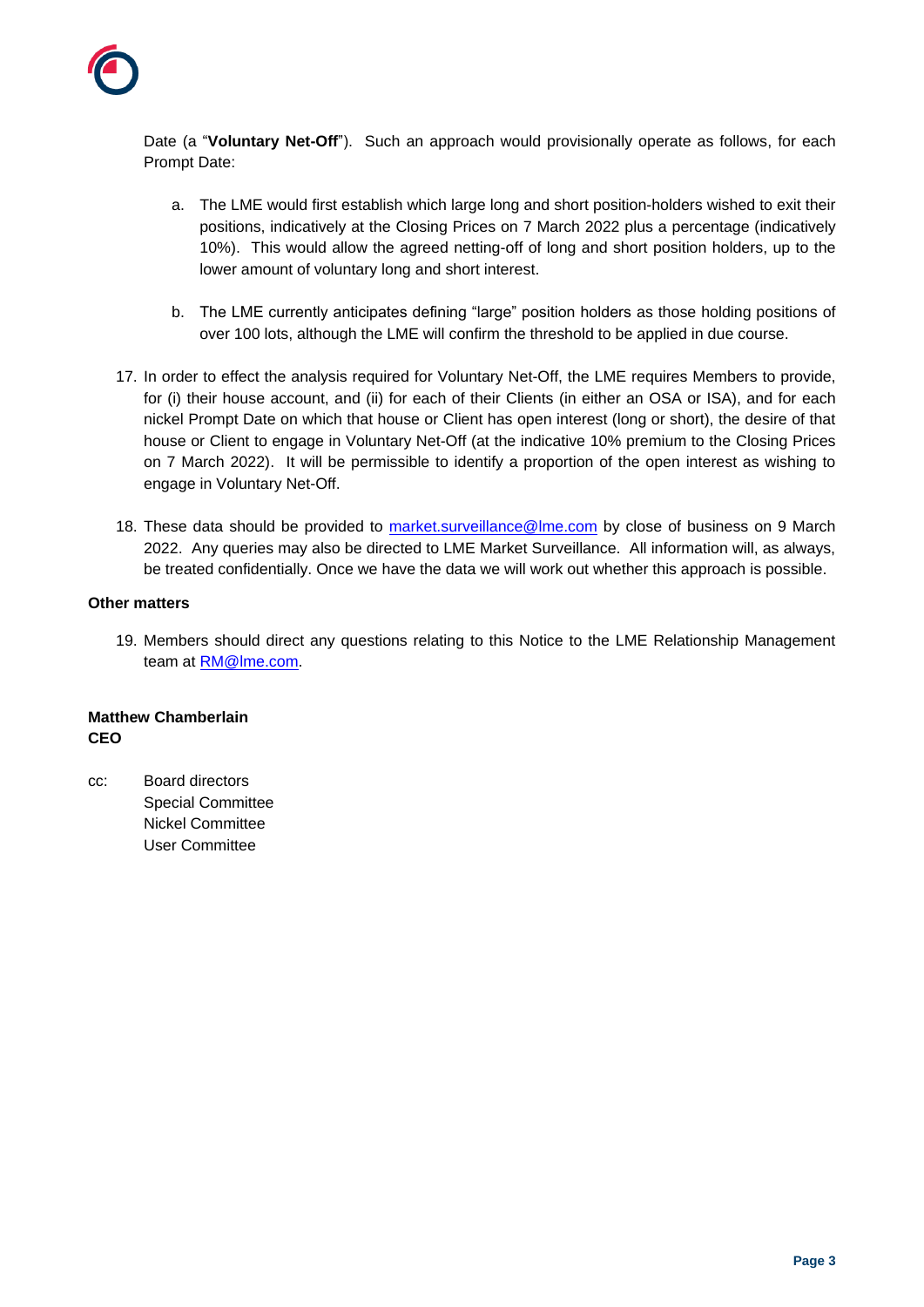Date (a "**Voluntary Net-Off**"). Such an approach would provisionally operate as follows, for each Prompt Date:

a. The LME would first establish which large long and short position-holders wished to exit their positions, indicatively at the Closing Prices on 7 March 2022 plus a percentage (indicatively 10%). This would allow the agreed netting-off of long and short position holders, up to the lower amount of voluntary long and short interest.

b. The LME currently anticipates defining "large" position holders as those holding positions of over 100 lots, although the LME will confirm the threshold to be applied in due course.

17. In order to effect the analysis required for Voluntary Net-Off, the LME requires Members to provide, for (i) their house account, and (ii) for each of their Clients (in either an OSA or ISA), and for each nickel Prompt Date on which that house or Client has open interest (long or short), the desire of that house or Client to engage in Voluntary Net-Off (at the indicative 10% premium to the Closing Prices on 7 March 2022). It will be permissible to identify a proportion of the open interest as wishing to engage in Voluntary Net-Off.

18. These data should be provided to market.surveillance@lme.com by close of business on 9 March 2022. Any queries may also be directed to LME Market Surveillance. All information will, as always, be treated confidentially. Once we have the data we will work out whether this approach is possible.

**Other matters**

19. Members should direct any questions relating to this Notice to the LME Relationship Management team at RM@lme.com.

**Matthew Chamberlain**
**CEO**

cc: Board directors
Special Committee
Nickel Committee
User Committee